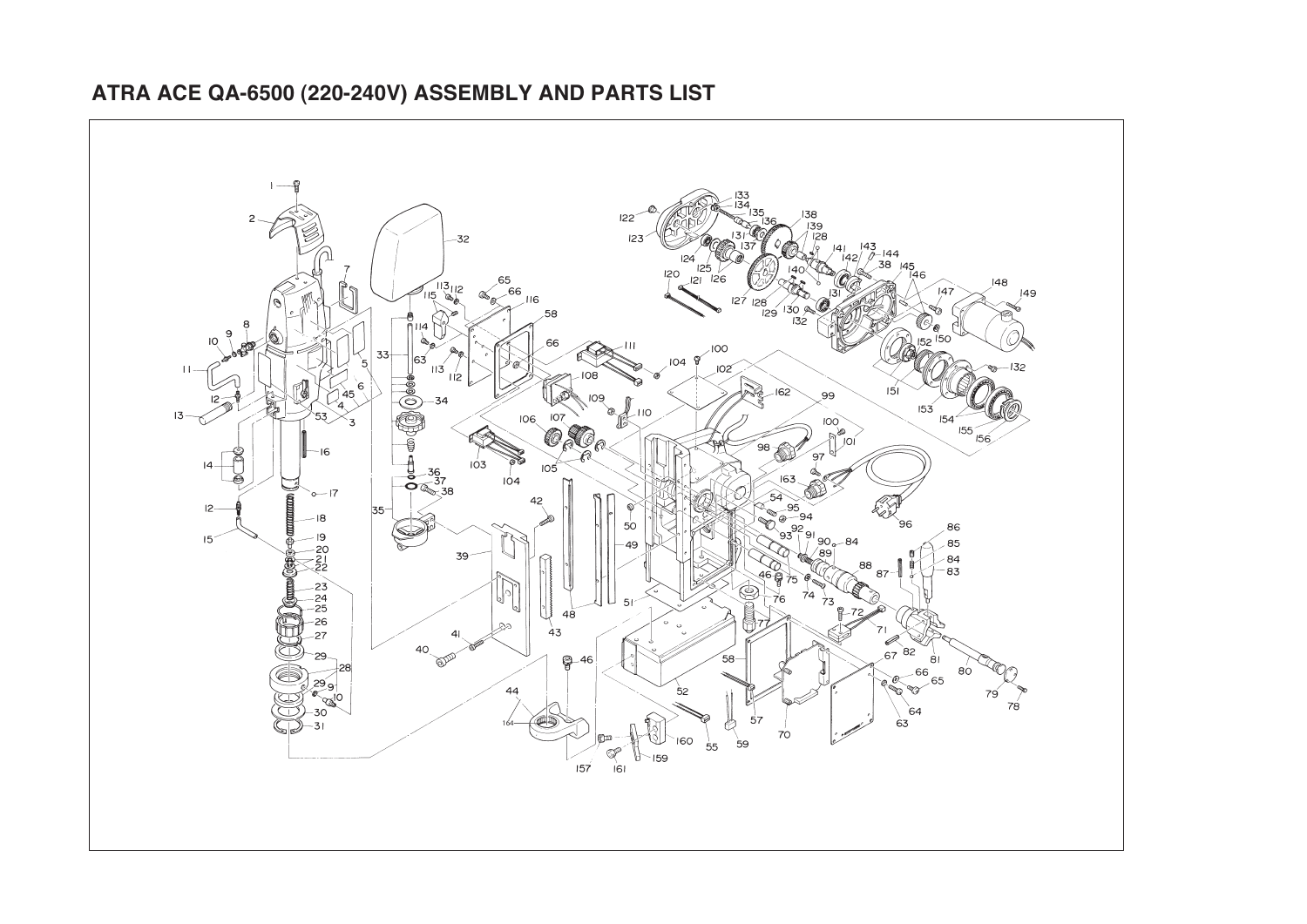# ATRA ACE QA-6500 (220-240V) ASSEMBLY AND PARTS LIST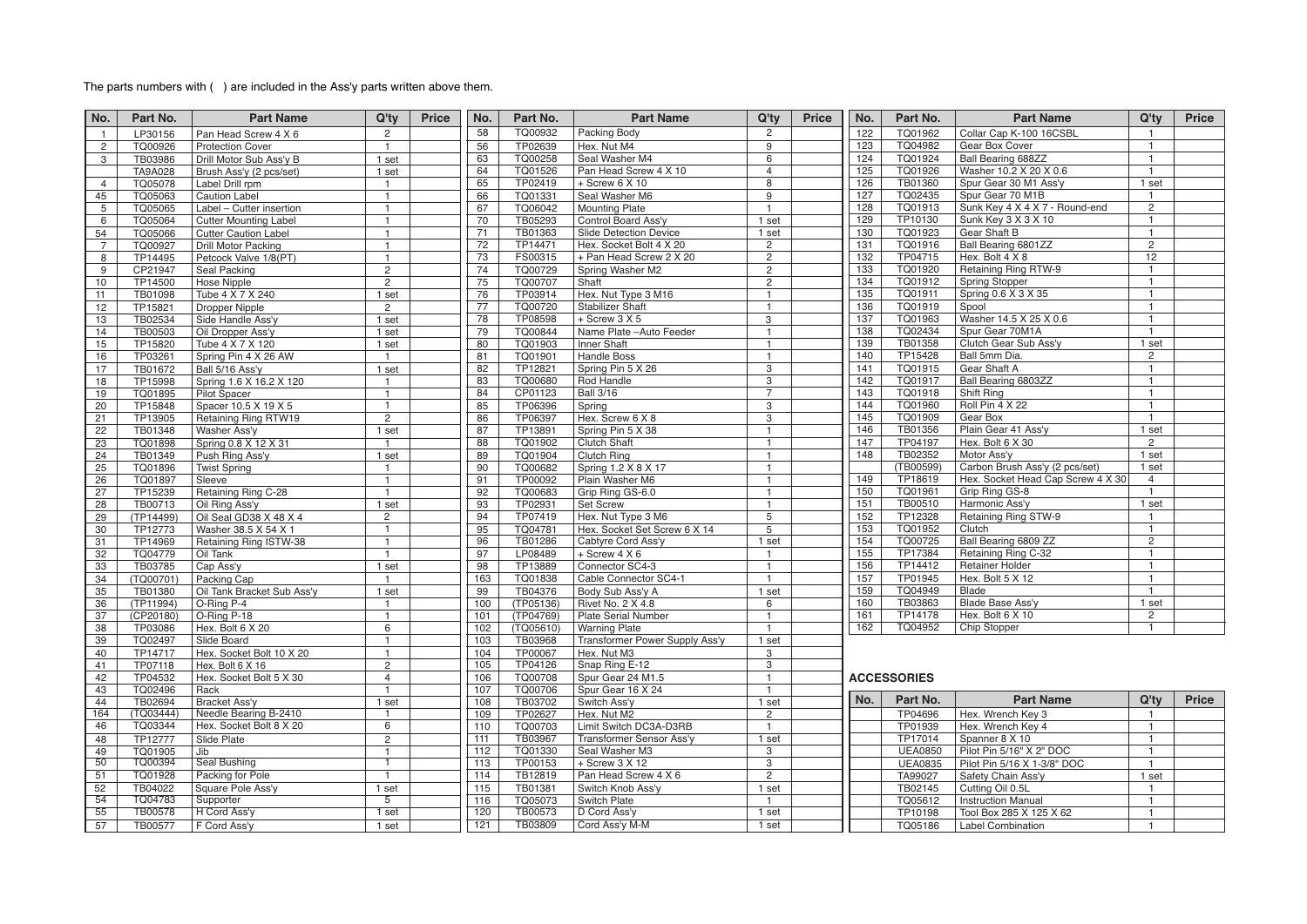The parts numbers with ( ) are included in the Ass'y parts written above them.

| No. | Part No. | Part Name | Q'ty | Price |
|---|---|---|---|---|
| 1 | LP30156 | Pan Head Screw 4 X 6 | 2 | |
| 2 | TQ00926 | Protection Cover | 1 | |
| 3 | TB03986 | Drill Motor Sub Ass'y B | 1 set | |
| | TA9A028 | Brush Ass'y (2 pcs/set) | 1 set | |
| 4 | TQ05078 | Label Drill rpm | 1 | |
| 45 | TQ05063 | Caution Label | 1 | |
| 5 | TQ05065 | Label – Cutter insertion | 1 | |
| 6 | TQ05064 | Cutter Mounting Label | 1 | |
| 54 | TQ05066 | Cutter Caution Label | 1 | |
| 7 | TQ00927 | Drill Motor Packing | 1 | |
| 8 | TP14495 | Petcock Valve 1/8(PT) | 1 | |
| 9 | CP21947 | Seal Packing | 2 | |
| 10 | TP14500 | Hose Nipple | 2 | |
| 11 | TB01098 | Tube 4 X 7 X 240 | 1 set | |
| 12 | TP15821 | Dropper Nipple | 2 | |
| 13 | TB02534 | Side Handle Ass'y | 1 set | |
| 14 | TB00503 | Oil Dropper Ass'y | 1 set | |
| 15 | TP15820 | Tube 4 X 7 X 120 | 1 set | |
| 16 | TP03261 | Spring Pin 4 X 26 AW | 1 | |
| 17 | TB01672 | Ball 5/16 Ass'y | 1 set | |
| 18 | TP15998 | Spring 1.6 X 16.2 X 120 | 1 | |
| 19 | TQ01895 | Pilot Spacer | 1 | |
| 20 | TP15848 | Spacer 10.5 X 19 X 5 | 1 | |
| 21 | TP13905 | Retaining Ring RTW19 | 2 | |
| 22 | TB01348 | Washer Ass'y | 1 set | |
| 23 | TQ01898 | Spring 0.8 X 12 X 31 | 1 | |
| 24 | TB01349 | Push Ring Ass'y | 1 set | |
| 25 | TQ01896 | Twist Spring | 1 | |
| 26 | TQ01897 | Sleeve | 1 | |
| 27 | TP15239 | Retaining Ring C-28 | 1 | |
| 28 | TB00713 | Oil Ring Ass'y | 1 set | |
| 29 | (TP14499) | Oil Seal GD38 X 48 X 4 | 2 | |
| 30 | TP12773 | Washer 38.5 X 54 X 1 | 1 | |
| 31 | TP14969 | Retaining Ring ISTW-38 | 1 | |
| 32 | TQ04779 | Oil Tank | 1 | |
| 33 | TB03785 | Cap Ass'y | 1 set | |
| 34 | (TQ00701) | Packing Cap | 1 | |
| 35 | TB01380 | Oil Tank Bracket Sub Ass'y | 1 set | |
| 36 | (TP11994) | O-Ring P-4 | 1 | |
| 37 | (CP20180) | O-Ring P-18 | 1 | |
| 38 | TP03086 | Hex. Bolt 6 X 20 | 6 | |
| 39 | TQ02497 | Slide Board | 1 | |
| 40 | TP14717 | Hex. Socket Bolt 10 X 20 | 1 | |
| 41 | TP07118 | Hex. Bolt 6 X 16 | 2 | |
| 42 | TP04532 | Hex. Socket Bolt 5 X 30 | 4 | |
| 43 | TQ02496 | Rack | 1 | |
| 44 | TB02694 | Bracket Ass'y | 1 set | |
| 164 | (TQ03444) | Needle Bearing B-2410 | 1 | |
| 46 | TQ03344 | Hex. Socket Bolt 8 X 20 | 6 | |
| 48 | TP12777 | Slide Plate | 2 | |
| 49 | TQ01905 | Jib | 1 | |
| 50 | TQ00394 | Seal Bushing | 1 | |
| 51 | TQ01928 | Packing for Pole | 1 | |
| 52 | TB04022 | Square Pole Ass'y | 1 set | |
| 54 | TQ04783 | Supporter | 5 | |
| 55 | TB00578 | H Cord Ass'y | 1 set | |
| 57 | TB00577 | F Cord Ass'y | 1 set | |
| 58 | TQ00932 | Packing Body | 2 | |
| 56 | TP02639 | Hex. Nut M4 | 9 | |
| 63 | TQ00258 | Seal Washer M4 | 6 | |
| 64 | TQ01526 | Pan Head Screw 4 X 10 | 4 | |
| 65 | TP02419 | + Screw 6 X 10 | 8 | |
| 66 | TQ01331 | Seal Washer M6 | 9 | |
| 67 | TQ06042 | Mounting Plate | 1 | |
| 70 | TB05293 | Control Board Ass'y | 1 set | |
| 71 | TB01363 | Slide Detection Device | 1 set | |
| 72 | TP14471 | Hex. Socket Bolt 4 X 20 | 2 | |
| 73 | FS00315 | + Pan Head Screw 2 X 20 | 2 | |
| 74 | TQ00729 | Spring Washer M2 | 2 | |
| 75 | TQ00707 | Shaft | 2 | |
| 76 | TP03914 | Hex. Nut Type 3 M16 | 1 | |
| 77 | TQ00720 | Stabilizer Shaft | 1 | |
| 78 | TP08598 | + Screw 3 X 5 | 3 | |
| 79 | TQ00844 | Name Plate –Auto Feeder | 1 | |
| 80 | TQ01903 | Inner Shaft | 1 | |
| 81 | TQ01901 | Handle Boss | 1 | |
| 82 | TP12821 | Spring Pin 5 X 26 | 3 | |
| 83 | TQ00680 | Rod Handle | 3 | |
| 84 | CP01123 | Ball 3/16 | 7 | |
| 85 | TP06396 | Spring | 3 | |
| 86 | TP06397 | Hex. Screw 6 X 8 | 3 | |
| 87 | TP13891 | Spring Pin 5 X 38 | 1 | |
| 88 | TQ01902 | Clutch Shaft | 1 | |
| 89 | TQ01904 | Clutch Ring | 1 | |
| 90 | TQ00682 | Spring 1.2 X 8 X 17 | 1 | |
| 91 | TP00092 | Plain Washer M6 | 1 | |
| 92 | TQ00683 | Grip Ring GS-6.0 | 1 | |
| 93 | TP02931 | Set Screw | 1 | |
| 94 | TP07419 | Hex. Nut Type 3 M6 | 5 | |
| 95 | TQ04781 | Hex. Socket Set Screw 6 X 14 | 5 | |
| 96 | TB01286 | Cabtyre Cord Ass'y | 1 set | |
| 97 | LP08489 | + Screw 4 X 6 | 1 | |
| 98 | TP13889 | Connector SC4-3 | 1 | |
| 163 | TQ01838 | Cable Connector SC4-1 | 1 | |
| 99 | TB04376 | Body Sub Ass'y A | 1 set | |
| 100 | (TP05136) | Rivet No. 2 X 4.8 | 6 | |
| 101 | (TP04769) | Plate Serial Number | 1 | |
| 102 | (TQ05610) | Warning Plate | 1 | |
| 103 | TB03968 | Transformer Power Supply Ass'y | 1 set | |
| 104 | TP00067 | Hex. Nut M3 | 3 | |
| 105 | TP04126 | Snap Ring E-12 | 3 | |
| 106 | TQ00708 | Spur Gear 24 M1.5 | 1 | |
| 107 | TQ00706 | Spur Gear 16 X 24 | 1 | |
| 108 | TB03702 | Switch Ass'y | 1 set | |
| 109 | TP02627 | Hex. Nut M2 | 2 | |
| 110 | TQ00703 | Limit Switch DC3A-D3RB | 1 | |
| 111 | TB03967 | Transformer Sensor Ass'y | 1 set | |
| 112 | TQ01330 | Seal Washer M3 | 3 | |
| 113 | TP00153 | + Screw 3 X 12 | 3 | |
| 114 | TB12819 | Pan Head Screw 4 X 6 | 2 | |
| 115 | TB01381 | Switch Knob Ass'y | 1 set | |
| 116 | TQ05073 | Switch Plate | 1 | |
| 120 | TB00573 | D Cord Ass'y | 1 set | |
| 121 | TB03809 | Cord Ass'y M-M | 1 set | |
| 122 | TQ01962 | Collar Cap K-100 16CSBL | 1 | |
| 123 | TQ04982 | Gear Box Cover | 1 | |
| 124 | TQ01924 | Ball Bearing 688ZZ | 1 | |
| 125 | TQ01926 | Washer 10.2 X 20 X 0.6 | 1 | |
| 126 | TB01360 | Spur Gear 30 M1 Ass'y | 1 set | |
| 127 | TQ02435 | Spur Gear 70 M1B | 1 | |
| 128 | TQ01913 | Sunk Key 4 X 4 X 7 - Round-end | 2 | |
| 129 | TP10130 | Sunk Key 3 X 3 X 10 | 1 | |
| 130 | TQ01923 | Gear Shaft B | 1 | |
| 131 | TQ01916 | Ball Bearing 6801ZZ | 2 | |
| 132 | TP04715 | Hex. Bolt 4 X 8 | 12 | |
| 133 | TQ01920 | Retaining Ring RTW-9 | 1 | |
| 134 | TQ01912 | Spring Stopper | 1 | |
| 135 | TQ01911 | Spring 0.6 X 3 X 35 | 1 | |
| 136 | TQ01919 | Spool | 1 | |
| 137 | TQ01963 | Washer 14.5 X 25 X 0.6 | 1 | |
| 138 | TQ02434 | Spur Gear 70M1A | 1 | |
| 139 | TB01358 | Clutch Gear Sub Ass'y | 1 set | |
| 140 | TP15428 | Ball 5mm Dia. | 2 | |
| 141 | TQ01915 | Gear Shaft A | 1 | |
| 142 | TQ01917 | Ball Bearing 6803ZZ | 1 | |
| 143 | TQ01918 | Shift Ring | 1 | |
| 144 | TQ01960 | Roll Pin 4 X 22 | 1 | |
| 145 | TQ01909 | Gear Box | 1 | |
| 146 | TB01356 | Plain Gear 41 Ass'y | 1 set | |
| 147 | TP04197 | Hex. Bolt 6 X 30 | 2 | |
| 148 | TB02352 | Motor Ass'y | 1 set | |
| | (TB00599) | Carbon Brush Ass'y (2 pcs/set) | 1 set | |
| 149 | TP18619 | Hex. Socket Head Cap Screw 4 X 30 | 4 | |
| 150 | TQ01961 | Grip Ring GS-8 | 1 | |
| 151 | TB00510 | Harmonic Ass'y | 1 set | |
| 152 | TP12328 | Retaining Ring STW-9 | 1 | |
| 153 | TQ01952 | Clutch | 1 | |
| 154 | TQ00725 | Ball Bearing 6809 ZZ | 2 | |
| 155 | TP17384 | Retaining Ring C-32 | 1 | |
| 156 | TP14412 | Retainer Holder | 1 | |
| 157 | TP01945 | Hex. Bolt 5 X 12 | 1 | |
| 159 | TQ04949 | Blade | 1 | |
| 160 | TB03863 | Blade Base Ass'y | 1 set | |
| 161 | TP14178 | Hex. Bolt 6 X 10 | 2 | |
| 162 | TQ04952 | Chip Stopper | 1 | |

## ACCESSORIES

| No. | Part No. | Part Name | Q'ty | Price |
|---|---|---|---|---|
| | TP04696 | Hex. Wrench Key 3 | 1 | |
| | TP01939 | Hex. Wrench Key 4 | 1 | |
| | TP17014 | Spanner 8 X 10 | 1 | |
| | UEA0850 | Pilot Pin 5/16" X 2" DOC | 1 | |
| | UEA0835 | Pilot Pin 5/16 X 1-3/8" DOC | 1 | |
| | TA99027 | Safety Chain Ass'y | 1 set | |
| | TB02145 | Cutting Oil 0.5L | 1 | |
| | TQ05612 | Instruction Manual | 1 | |
| | TP10198 | Tool Box 285 X 125 X 62 | 1 | |
| | TQ05186 | Label Combination | 1 | |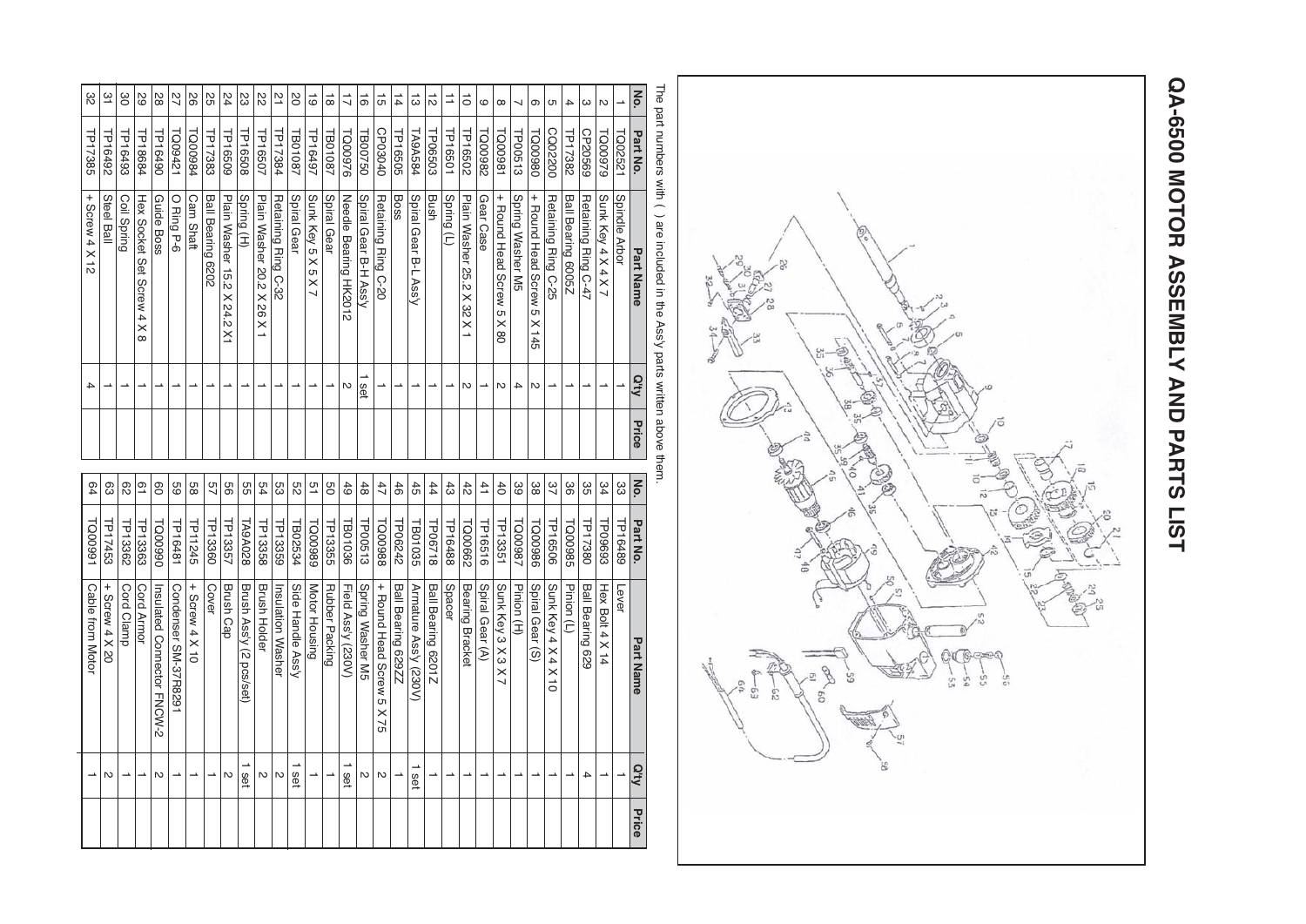# QA-6500 MOTOR ASSEMBLY AND PARTS LIST

The part numbers with ( ) are included in the Ass'y parts written above them.

| No. | Part No. | Part Name | Q'ty | Price |
|---|---|---|---|---|
| 1 | TQ02521 | Spindle Arbor | 1 | |
| 2 | TQ00979 | Sunk Key 4 X 4 X 7 | 1 | |
| 3 | CP20569 | Retaining Ring C-47 | 1 | |
| 4 | TP17382 | Ball Bearing 6005Z | 1 | |
| 5 | CQ02200 | Retaining Ring C-25 | 1 | |
| 6 | TQ00980 | + Round Head Screw 5 X 145 | 2 | |
| 7 | TP00513 | Spring Washer M5 | 4 | |
| 8 | TQ00981 | + Round Head Screw 5 X 80 | 2 | |
| 9 | TQ00982 | Gear Case | 1 | |
| 10 | TP16502 | Plain Washer 25.2 X 32 X 1 | 2 | |
| 11 | TP16501 | Spring (L) | 1 | |
| 12 | TP06503 | Bush | 1 | |
| 13 | TA9A584 | Spiral Gear B-L Ass'y | 1 | |
| 14 | TP16505 | Boss | 1 | |
| 15 | CP03040 | Retaining Ring C-20 | 1 | |
| 16 | TB00750 | Spiral Gear B-H Ass'y | 1 set | |
| 17 | TQ00976 | Needle Bearing HK2012 | 2 | |
| 18 | TB01087 | Spiral Gear | 1 | |
| 19 | TP16497 | Sunk Key 5 X 5 X 7 | 1 | |
| 20 | TB01087 | Spiral Gear | 1 | |
| 21 | TP17384 | Retaining Ring C-32 | 1 | |
| 22 | TP16507 | Plain Washer 20.2 X 26 X 1 | 1 | |
| 23 | TP16508 | Spring (H) | 1 | |
| 24 | TP16509 | Plain Washer 15.2 X 24.2X1 | 1 | |
| 25 | TP17383 | Ball Bearing 6202 | 1 | |
| 26 | TQ00984 | Cam Shaft | 1 | |
| 27 | TQ09421 | O Ring P-6 | 1 | |
| 28 | TP16490 | Guide Boss | 1 | |
| 29 | TP18684 | Hex Socket Set Screw 4 X 8 | 1 | |
| 30 | TP16493 | Coil Spring | 1 | |
| 31 | TP16492 | Steel Ball | 1 | |
| 32 | TP17385 | + Screw 4 X 12 | 4 | |
| 33 | TP16489 | Lever | 1 | |
| 34 | TP09693 | Hex Bolt 4 X 14 | 1 | |
| 35 | TP17380 | Ball Bearing 629 | 4 | |
| 36 | TQ00985 | Pinion (L) | 1 | |
| 37 | TP16506 | Sunk Key 4 X 4 X 10 | 1 | |
| 38 | TQ00986 | Spiral Gear (S) | 1 | |
| 39 | TQ00987 | Pinion (H) | 1 | |
| 40 | TP13351 | Sunk Key 3 X 3 X 7 | 1 | |
| 41 | TP16516 | Spiral Gear (A) | 1 | |
| 42 | TQ00662 | Bearing Bracket | 1 | |
| 43 | TP16488 | Spacer | 1 | |
| 44 | TP06718 | Ball Bearing 6201Z | 1 | |
| 45 | TB01035 | Armature Ass'y (230V) | 1 set | |
| 46 | TP06242 | Ball Bearing 629ZZ | 1 | |
| 47 | TQ00988 | + Round Head Screw 5 X 75 | 2 | |
| 48 | TP00513 | Spring Washer M5 | 2 | |
| 49 | TB01036 | Field Ass'y (230V) | 1 set | |
| 50 | TP13355 | Rubber Packing | 1 | |
| 51 | TQ00989 | Motor Housing | 1 | |
| 52 | TB02534 | Side Handle Ass'y | 1 set | |
| 53 | TP13359 | Insulation Washer | 2 | |
| 54 | TP13358 | Brush Holder | 2 | |
| 55 | TA9A028 | Brush Ass'y (2 pcs/set) | 1 set | |
| 56 | TP13357 | Brush Cap | 2 | |
| 57 | TP13360 | Cover | 1 | |
| 58 | TP11245 | + Screw 4 X 10 | 1 | |
| 59 | TP16481 | Condenser SM-37R8291 | 1 | |
| 60 | TQ00990 | Insulated Connector FNCW-2 | 2 | |
| 61 | TP13363 | Cord Armor | 1 | |
| 62 | TP13362 | Cord Clamp | 1 | |
| 63 | TP17453 | + Screw 4 X 20 | 2 | |
| 64 | TQ00991 | Cable from Motor | 1 | |